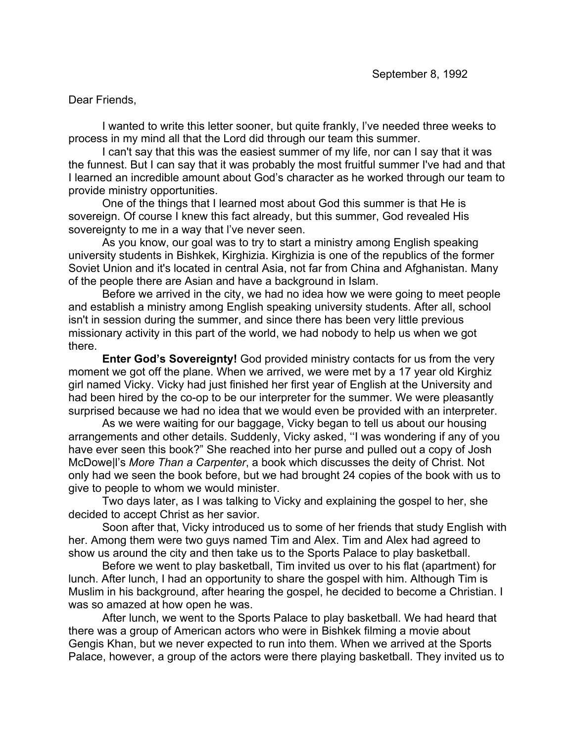September 8, 1992

Dear Friends,

I wanted to write this letter sooner, but quite frankly, I've needed three weeks to process in my mind all that the Lord did through our team this summer.

I can't say that this was the easiest summer of my life, nor can I say that it was the funnest. But I can say that it was probably the most fruitful summer I've had and that I learned an incredible amount about God's character as he worked through our team to provide ministry opportunities.

One of the things that I learned most about God this summer is that He is sovereign. Of course I knew this fact already, but this summer, God revealed His sovereignty to me in a way that I've never seen.

As you know, our goal was to try to start a ministry among English speaking university students in Bishkek, Kirghizia. Kirghizia is one of the republics of the former Soviet Union and it's located in central Asia, not far from China and Afghanistan. Many of the people there are Asian and have a background in Islam.

Before we arrived in the city, we had no idea how we were going to meet people and establish a ministry among English speaking university students. After all, school isn't in session during the summer, and since there has been very little previous missionary activity in this part of the world, we had nobody to help us when we got there.

**Enter God's Sovereignty!** God provided ministry contacts for us from the very moment we got off the plane. When we arrived, we were met by a 17 year old Kirghiz girl named Vicky. Vicky had just finished her first year of English at the University and had been hired by the co-op to be our interpreter for the summer. We were pleasantly surprised because we had no idea that we would even be provided with an interpreter.

As we were waiting for our baggage, Vicky began to tell us about our housing arrangements and other details. Suddenly, Vicky asked, "I was wondering if any of you have ever seen this book?" She reached into her purse and pulled out a copy of Josh McDowell's *More Than a Carpenter*, a book which discusses the deity of Christ. Not only had we seen the book before, but we had brought 24 copies of the book with us to give to people to whom we would minister.

Two days later, as I was talking to Vicky and explaining the gospel to her, she decided to accept Christ as her savior.

Soon after that, Vicky introduced us to some of her friends that study English with her. Among them were two guys named Tim and Alex. Tim and Alex had agreed to show us around the city and then take us to the Sports Palace to play basketball.

Before we went to play basketball, Tim invited us over to his flat (apartment) for lunch. After lunch, I had an opportunity to share the gospel with him. Although Tim is Muslim in his background, after hearing the gospel, he decided to become a Christian. I was so amazed at how open he was.

After lunch, we went to the Sports Palace to play basketball. We had heard that there was a group of American actors who were in Bishkek filming a movie about Gengis Khan, but we never expected to run into them. When we arrived at the Sports Palace, however, a group of the actors were there playing basketball. They invited us to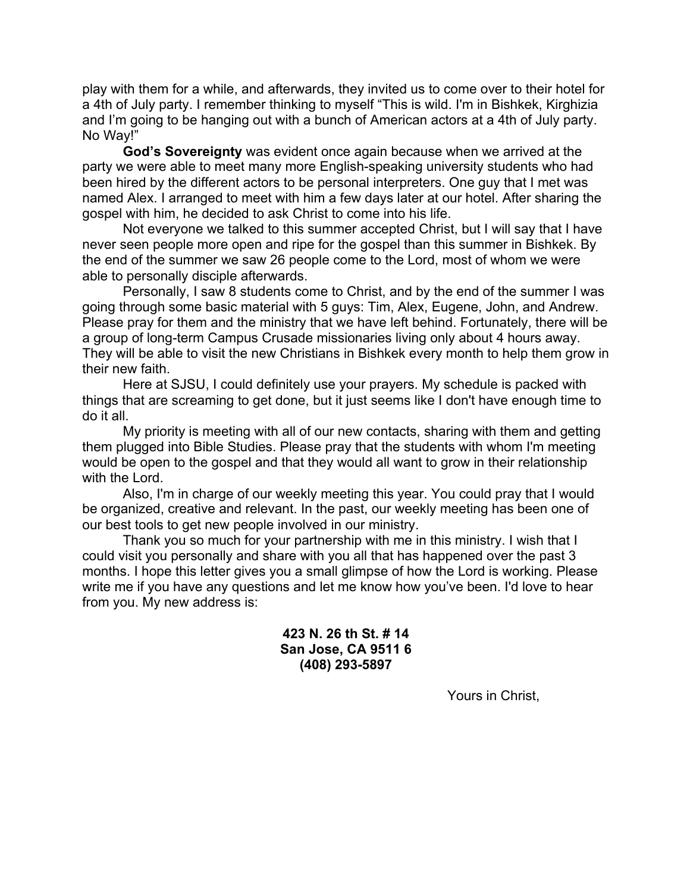play with them for a while, and afterwards, they invited us to come over to their hotel for a 4th of July party. I remember thinking to myself "This is wild. I'm in Bishkek, Kirghizia and I'm going to be hanging out with a bunch of American actors at a 4th of July party. No Way!"

**God's Sovereignty** was evident once again because when we arrived at the party we were able to meet many more English-speaking university students who had been hired by the different actors to be personal interpreters. One guy that I met was named Alex. I arranged to meet with him a few days later at our hotel. After sharing the gospel with him, he decided to ask Christ to come into his life.

Not everyone we talked to this summer accepted Christ, but I will say that I have never seen people more open and ripe for the gospel than this summer in Bishkek. By the end of the summer we saw 26 people come to the Lord, most of whom we were able to personally disciple afterwards.

Personally, I saw 8 students come to Christ, and by the end of the summer I was going through some basic material with 5 guys: Tim, Alex, Eugene, John, and Andrew. Please pray for them and the ministry that we have left behind. Fortunately, there will be a group of long-term Campus Crusade missionaries living only about 4 hours away. They will be able to visit the new Christians in Bishkek every month to help them grow in their new faith.

Here at SJSU, I could definitely use your prayers. My schedule is packed with things that are screaming to get done, but it just seems like I don't have enough time to do it all.

My priority is meeting with all of our new contacts, sharing with them and getting them plugged into Bible Studies. Please pray that the students with whom I'm meeting would be open to the gospel and that they would all want to grow in their relationship with the Lord.

Also, I'm in charge of our weekly meeting this year. You could pray that I would be organized, creative and relevant. In the past, our weekly meeting has been one of our best tools to get new people involved in our ministry.

Thank you so much for your partnership with me in this ministry. I wish that I could visit you personally and share with you all that has happened over the past 3 months. I hope this letter gives you a small glimpse of how the Lord is working. Please write me if you have any questions and let me know how you've been. I'd love to hear from you. My new address is:

**423 N. 26 th St. # 14**
**San Jose, CA 9511 6**
**(408) 293-5897**

Yours in Christ,